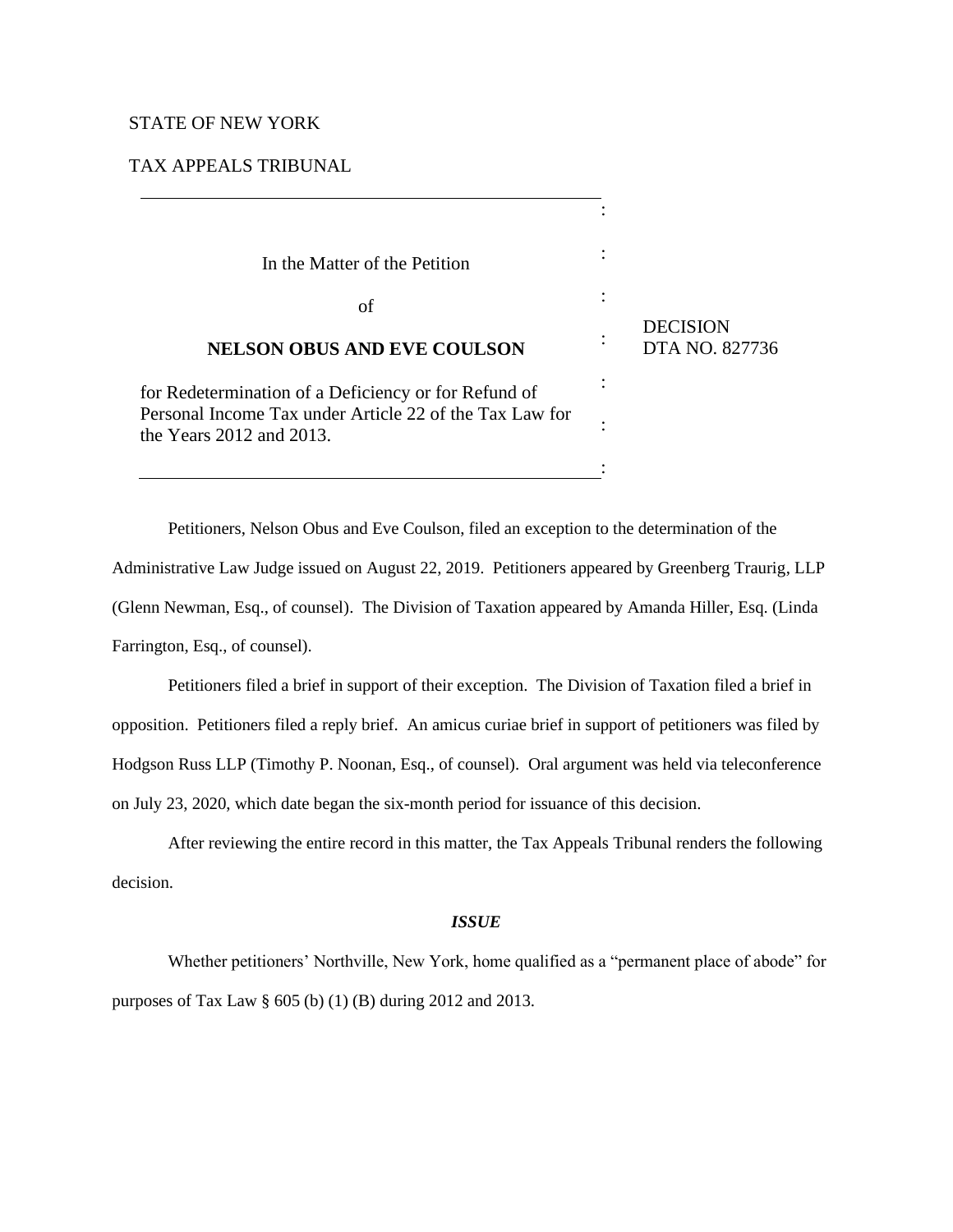STATE OF NEW YORK

TAX APPEALS TRIBUNAL

| In the Matter of the Petition of **NELSON OBUS AND EVE COULSON** for Redetermination of a Deficiency or for Refund of Personal Income Tax under Article 22 of the Tax Law for the Years 2012 and 2013. | DECISION DTA NO. 827736 |
| --- | --- |

Petitioners, Nelson Obus and Eve Coulson, filed an exception to the determination of the Administrative Law Judge issued on August 22, 2019. Petitioners appeared by Greenberg Traurig, LLP (Glenn Newman, Esq., of counsel). The Division of Taxation appeared by Amanda Hiller, Esq. (Linda Farrington, Esq., of counsel).

Petitioners filed a brief in support of their exception. The Division of Taxation filed a brief in opposition. Petitioners filed a reply brief. An amicus curiae brief in support of petitioners was filed by Hodgson Russ LLP (Timothy P. Noonan, Esq., of counsel). Oral argument was held via teleconference on July 23, 2020, which date began the six-month period for issuance of this decision.

After reviewing the entire record in this matter, the Tax Appeals Tribunal renders the following decision.

### *ISSUE*

Whether petitioners' Northville, New York, home qualified as a "permanent place of abode" for purposes of Tax Law § 605 (b) (1) (B) during 2012 and 2013.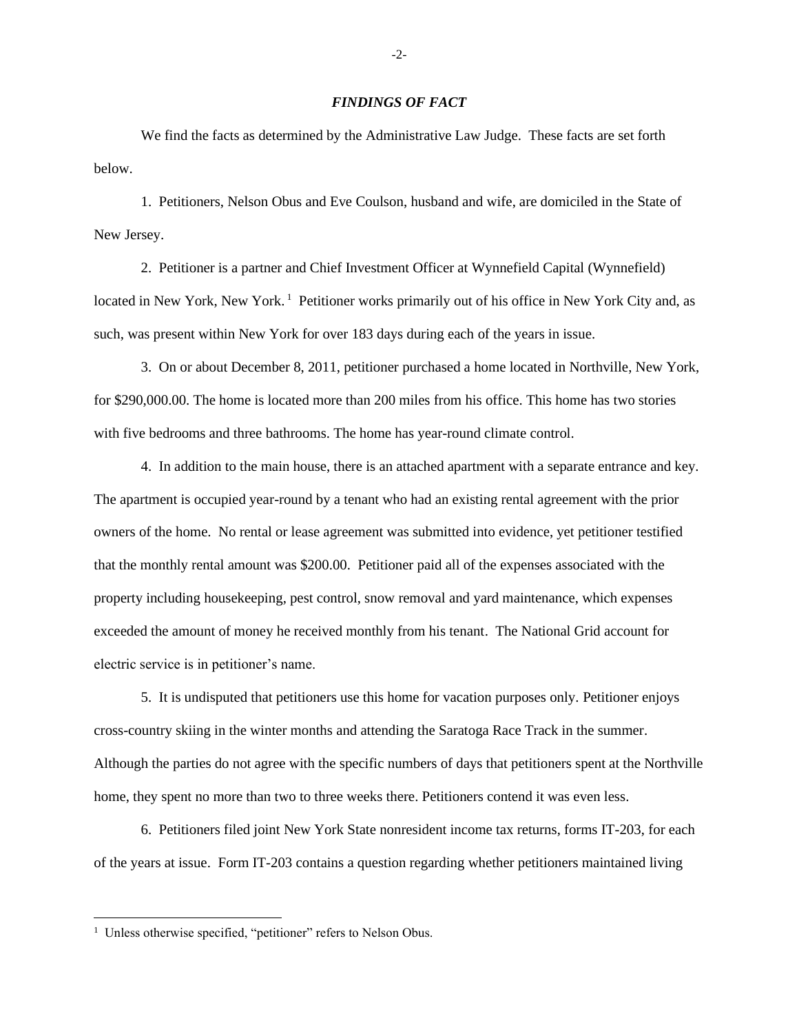## *FINDINGS OF FACT*

We find the facts as determined by the Administrative Law Judge. These facts are set forth below.

1. Petitioners, Nelson Obus and Eve Coulson, husband and wife, are domiciled in the State of New Jersey.

2. Petitioner is a partner and Chief Investment Officer at Wynnefield Capital (Wynnefield) located in New York, New York.[1] Petitioner works primarily out of his office in New York City and, as such, was present within New York for over 183 days during each of the years in issue.

3. On or about December 8, 2011, petitioner purchased a home located in Northville, New York, for $290,000.00. The home is located more than 200 miles from his office. This home has two stories with five bedrooms and three bathrooms. The home has year-round climate control.

4. In addition to the main house, there is an attached apartment with a separate entrance and key. The apartment is occupied year-round by a tenant who had an existing rental agreement with the prior owners of the home. No rental or lease agreement was submitted into evidence, yet petitioner testified that the monthly rental amount was $200.00. Petitioner paid all of the expenses associated with the property including housekeeping, pest control, snow removal and yard maintenance, which expenses exceeded the amount of money he received monthly from his tenant. The National Grid account for electric service is in petitioner's name.

5. It is undisputed that petitioners use this home for vacation purposes only. Petitioner enjoys cross-country skiing in the winter months and attending the Saratoga Race Track in the summer. Although the parties do not agree with the specific numbers of days that petitioners spent at the Northville home, they spent no more than two to three weeks there. Petitioners contend it was even less.

6. Petitioners filed joint New York State nonresident income tax returns, forms IT-203, for each of the years at issue. Form IT-203 contains a question regarding whether petitioners maintained living

[1] Unless otherwise specified, "petitioner" refers to Nelson Obus.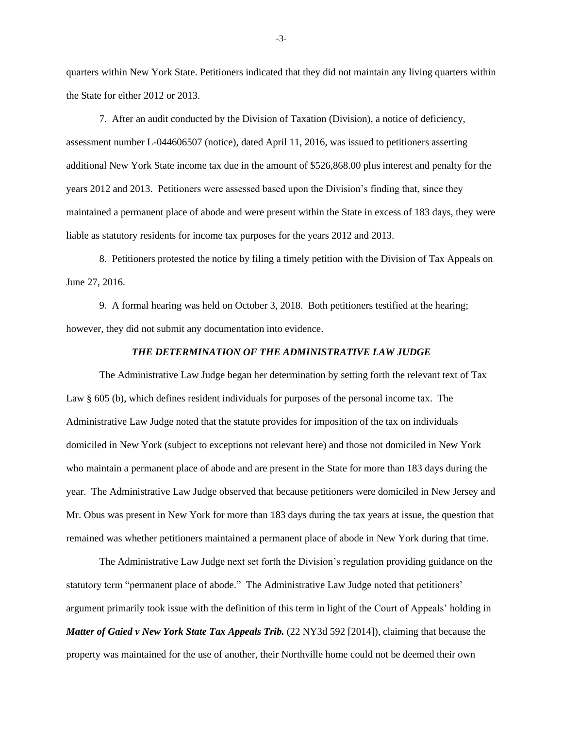quarters within New York State. Petitioners indicated that they did not maintain any living quarters within the State for either 2012 or 2013.

7. After an audit conducted by the Division of Taxation (Division), a notice of deficiency, assessment number L-044606507 (notice), dated April 11, 2016, was issued to petitioners asserting additional New York State income tax due in the amount of $526,868.00 plus interest and penalty for the years 2012 and 2013. Petitioners were assessed based upon the Division's finding that, since they maintained a permanent place of abode and were present within the State in excess of 183 days, they were liable as statutory residents for income tax purposes for the years 2012 and 2013.

8. Petitioners protested the notice by filing a timely petition with the Division of Tax Appeals on June 27, 2016.

9. A formal hearing was held on October 3, 2018. Both petitioners testified at the hearing; however, they did not submit any documentation into evidence.

### *THE DETERMINATION OF THE ADMINISTRATIVE LAW JUDGE*

The Administrative Law Judge began her determination by setting forth the relevant text of Tax Law § 605 (b), which defines resident individuals for purposes of the personal income tax. The Administrative Law Judge noted that the statute provides for imposition of the tax on individuals domiciled in New York (subject to exceptions not relevant here) and those not domiciled in New York who maintain a permanent place of abode and are present in the State for more than 183 days during the year. The Administrative Law Judge observed that because petitioners were domiciled in New Jersey and Mr. Obus was present in New York for more than 183 days during the tax years at issue, the question that remained was whether petitioners maintained a permanent place of abode in New York during that time.

The Administrative Law Judge next set forth the Division's regulation providing guidance on the statutory term "permanent place of abode." The Administrative Law Judge noted that petitioners' argument primarily took issue with the definition of this term in light of the Court of Appeals' holding in ***Matter of Gaied v New York State Tax Appeals Trib.*** (22 NY3d 592 [2014]), claiming that because the property was maintained for the use of another, their Northville home could not be deemed their own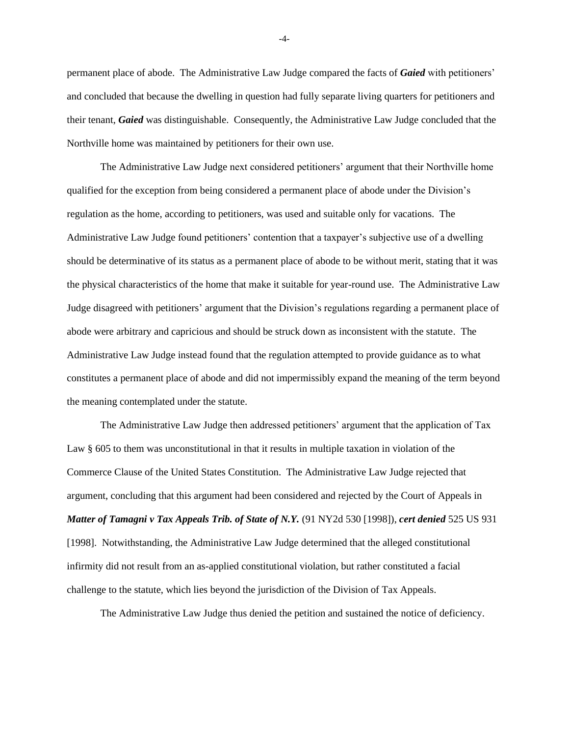permanent place of abode. The Administrative Law Judge compared the facts of ***Gaied*** with petitioners' and concluded that because the dwelling in question had fully separate living quarters for petitioners and their tenant, ***Gaied*** was distinguishable. Consequently, the Administrative Law Judge concluded that the Northville home was maintained by petitioners for their own use.

The Administrative Law Judge next considered petitioners' argument that their Northville home qualified for the exception from being considered a permanent place of abode under the Division's regulation as the home, according to petitioners, was used and suitable only for vacations. The Administrative Law Judge found petitioners' contention that a taxpayer's subjective use of a dwelling should be determinative of its status as a permanent place of abode to be without merit, stating that it was the physical characteristics of the home that make it suitable for year-round use. The Administrative Law Judge disagreed with petitioners' argument that the Division's regulations regarding a permanent place of abode were arbitrary and capricious and should be struck down as inconsistent with the statute. The Administrative Law Judge instead found that the regulation attempted to provide guidance as to what constitutes a permanent place of abode and did not impermissibly expand the meaning of the term beyond the meaning contemplated under the statute.

The Administrative Law Judge then addressed petitioners' argument that the application of Tax Law § 605 to them was unconstitutional in that it results in multiple taxation in violation of the Commerce Clause of the United States Constitution. The Administrative Law Judge rejected that argument, concluding that this argument had been considered and rejected by the Court of Appeals in ***Matter of Tamagni v Tax Appeals Trib. of State of N.Y.*** (91 NY2d 530 [1998]), ***cert denied*** 525 US 931 [1998]. Notwithstanding, the Administrative Law Judge determined that the alleged constitutional infirmity did not result from an as-applied constitutional violation, but rather constituted a facial challenge to the statute, which lies beyond the jurisdiction of the Division of Tax Appeals.

The Administrative Law Judge thus denied the petition and sustained the notice of deficiency.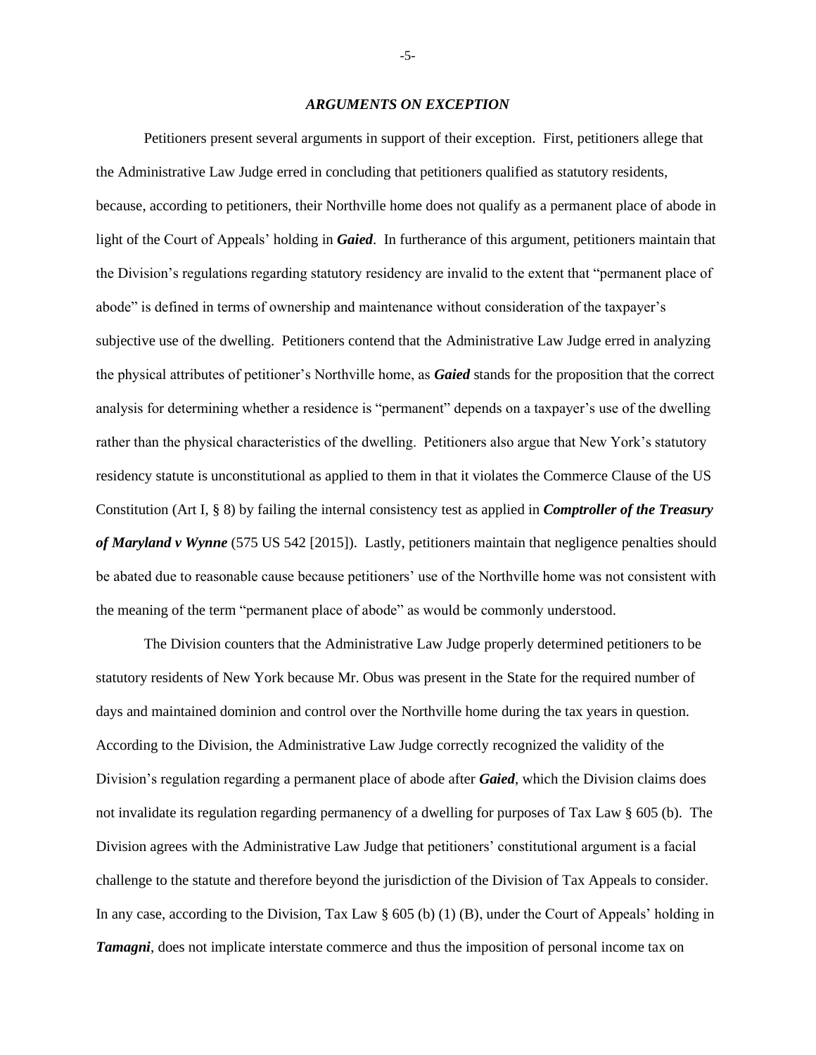### *ARGUMENTS ON EXCEPTION*

Petitioners present several arguments in support of their exception. First, petitioners allege that the Administrative Law Judge erred in concluding that petitioners qualified as statutory residents, because, according to petitioners, their Northville home does not qualify as a permanent place of abode in light of the Court of Appeals' holding in ***Gaied***. In furtherance of this argument, petitioners maintain that the Division's regulations regarding statutory residency are invalid to the extent that "permanent place of abode" is defined in terms of ownership and maintenance without consideration of the taxpayer's subjective use of the dwelling. Petitioners contend that the Administrative Law Judge erred in analyzing the physical attributes of petitioner's Northville home, as ***Gaied*** stands for the proposition that the correct analysis for determining whether a residence is "permanent" depends on a taxpayer's use of the dwelling rather than the physical characteristics of the dwelling. Petitioners also argue that New York's statutory residency statute is unconstitutional as applied to them in that it violates the Commerce Clause of the US Constitution (Art I, § 8) by failing the internal consistency test as applied in ***Comptroller of the Treasury of Maryland v Wynne*** (575 US 542 [2015]). Lastly, petitioners maintain that negligence penalties should be abated due to reasonable cause because petitioners' use of the Northville home was not consistent with the meaning of the term "permanent place of abode" as would be commonly understood.

The Division counters that the Administrative Law Judge properly determined petitioners to be statutory residents of New York because Mr. Obus was present in the State for the required number of days and maintained dominion and control over the Northville home during the tax years in question. According to the Division, the Administrative Law Judge correctly recognized the validity of the Division's regulation regarding a permanent place of abode after ***Gaied***, which the Division claims does not invalidate its regulation regarding permanency of a dwelling for purposes of Tax Law § 605 (b). The Division agrees with the Administrative Law Judge that petitioners' constitutional argument is a facial challenge to the statute and therefore beyond the jurisdiction of the Division of Tax Appeals to consider. In any case, according to the Division, Tax Law § 605 (b) (1) (B), under the Court of Appeals' holding in ***Tamagni***, does not implicate interstate commerce and thus the imposition of personal income tax on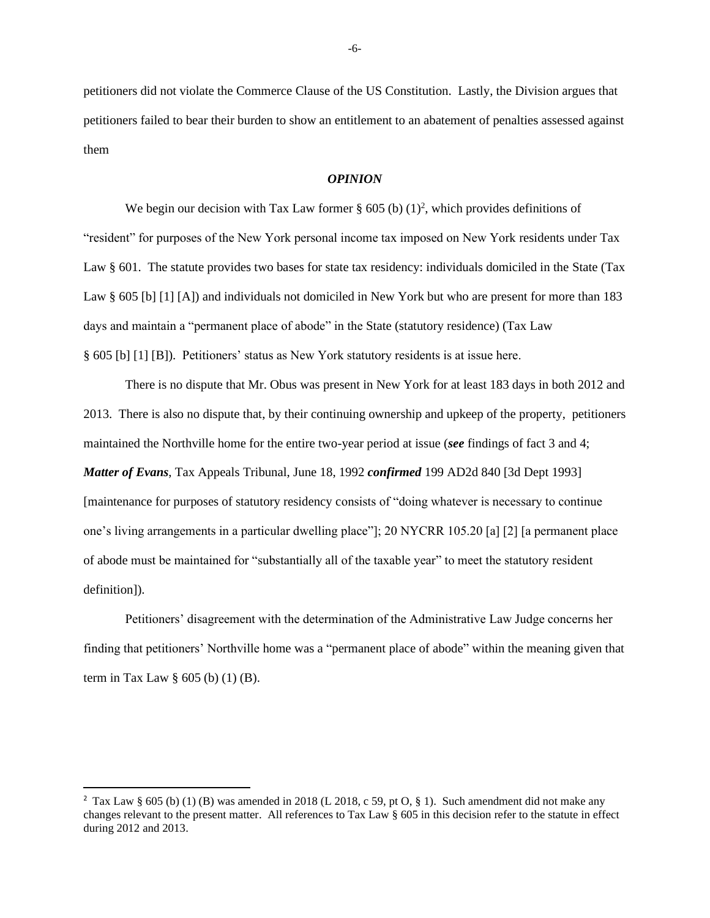petitioners did not violate the Commerce Clause of the US Constitution. Lastly, the Division argues that petitioners failed to bear their burden to show an entitlement to an abatement of penalties assessed against them

### *OPINION*

We begin our decision with Tax Law former § 605 (b) (1)[2], which provides definitions of "resident" for purposes of the New York personal income tax imposed on New York residents under Tax Law § 601. The statute provides two bases for state tax residency: individuals domiciled in the State (Tax Law § 605 [b] [1] [A]) and individuals not domiciled in New York but who are present for more than 183 days and maintain a "permanent place of abode" in the State (statutory residence) (Tax Law § 605 [b] [1] [B]). Petitioners' status as New York statutory residents is at issue here.

There is no dispute that Mr. Obus was present in New York for at least 183 days in both 2012 and 2013. There is also no dispute that, by their continuing ownership and upkeep of the property, petitioners maintained the Northville home for the entire two-year period at issue (***see*** findings of fact 3 and 4; ***Matter of Evans***, Tax Appeals Tribunal, June 18, 1992 ***confirmed*** 199 AD2d 840 [3d Dept 1993] [maintenance for purposes of statutory residency consists of "doing whatever is necessary to continue one's living arrangements in a particular dwelling place"]; 20 NYCRR 105.20 [a] [2] [a permanent place of abode must be maintained for "substantially all of the taxable year" to meet the statutory resident definition]).

Petitioners' disagreement with the determination of the Administrative Law Judge concerns her finding that petitioners' Northville home was a "permanent place of abode" within the meaning given that term in Tax Law § 605 (b) (1) (B).

---

[2] Tax Law § 605 (b) (1) (B) was amended in 2018 (L 2018, c 59, pt O, § 1). Such amendment did not make any changes relevant to the present matter. All references to Tax Law § 605 in this decision refer to the statute in effect during 2012 and 2013.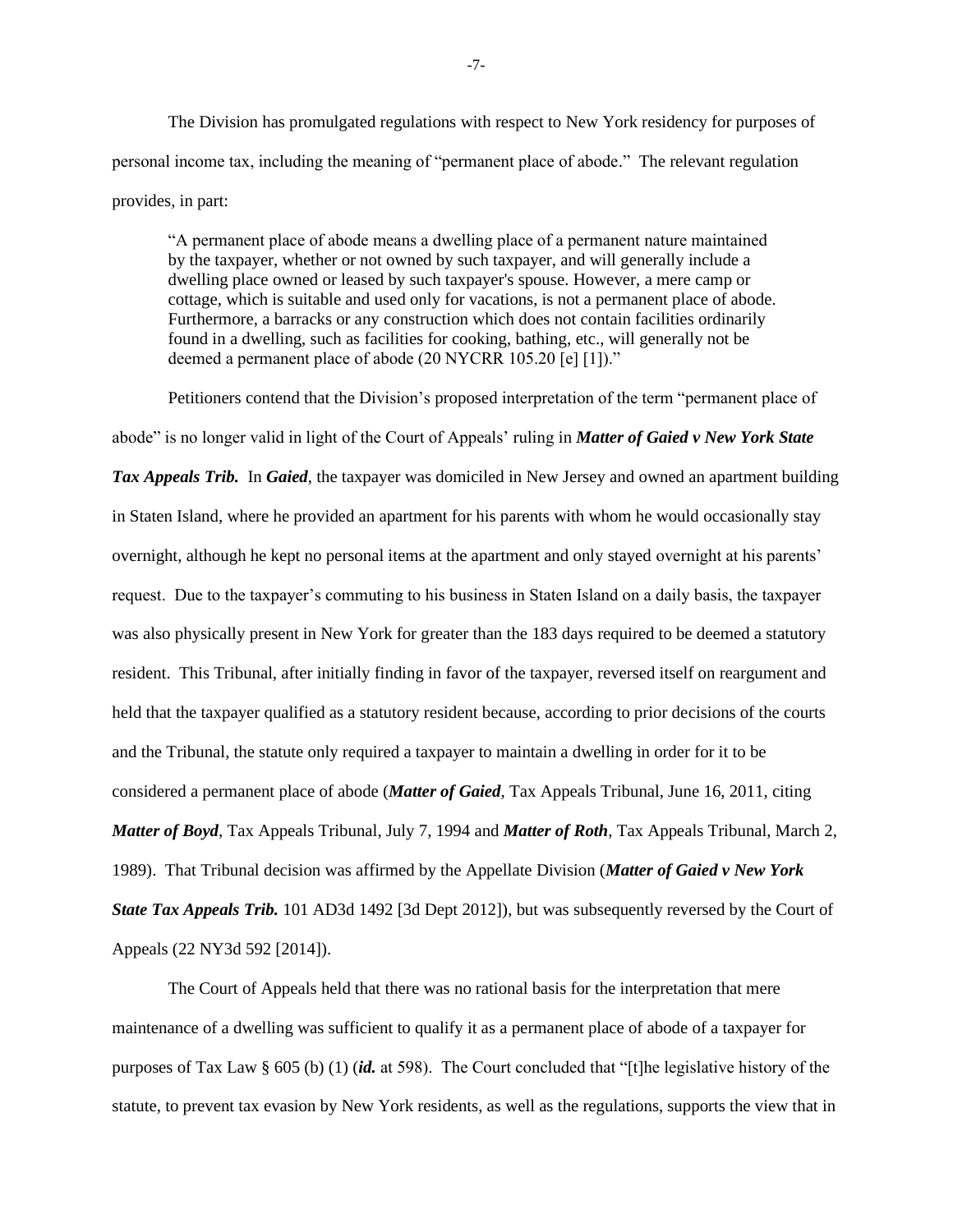The Division has promulgated regulations with respect to New York residency for purposes of personal income tax, including the meaning of "permanent place of abode." The relevant regulation provides, in part:

> "A permanent place of abode means a dwelling place of a permanent nature maintained by the taxpayer, whether or not owned by such taxpayer, and will generally include a dwelling place owned or leased by such taxpayer's spouse. However, a mere camp or cottage, which is suitable and used only for vacations, is not a permanent place of abode. Furthermore, a barracks or any construction which does not contain facilities ordinarily found in a dwelling, such as facilities for cooking, bathing, etc., will generally not be deemed a permanent place of abode (20 NYCRR 105.20 [e] [1])."

Petitioners contend that the Division's proposed interpretation of the term "permanent place of abode" is no longer valid in light of the Court of Appeals' ruling in ***Matter of Gaied v New York State Tax Appeals Trib.*** In ***Gaied***, the taxpayer was domiciled in New Jersey and owned an apartment building in Staten Island, where he provided an apartment for his parents with whom he would occasionally stay overnight, although he kept no personal items at the apartment and only stayed overnight at his parents' request. Due to the taxpayer's commuting to his business in Staten Island on a daily basis, the taxpayer was also physically present in New York for greater than the 183 days required to be deemed a statutory resident. This Tribunal, after initially finding in favor of the taxpayer, reversed itself on reargument and held that the taxpayer qualified as a statutory resident because, according to prior decisions of the courts and the Tribunal, the statute only required a taxpayer to maintain a dwelling in order for it to be considered a permanent place of abode (***Matter of Gaied***, Tax Appeals Tribunal, June 16, 2011, citing ***Matter of Boyd***, Tax Appeals Tribunal, July 7, 1994 and ***Matter of Roth***, Tax Appeals Tribunal, March 2, 1989). That Tribunal decision was affirmed by the Appellate Division (***Matter of Gaied v New York State Tax Appeals Trib.*** 101 AD3d 1492 [3d Dept 2012]), but was subsequently reversed by the Court of Appeals (22 NY3d 592 [2014]).

The Court of Appeals held that there was no rational basis for the interpretation that mere maintenance of a dwelling was sufficient to qualify it as a permanent place of abode of a taxpayer for purposes of Tax Law § 605 (b) (1) (***id.*** at 598). The Court concluded that "[t]he legislative history of the statute, to prevent tax evasion by New York residents, as well as the regulations, supports the view that in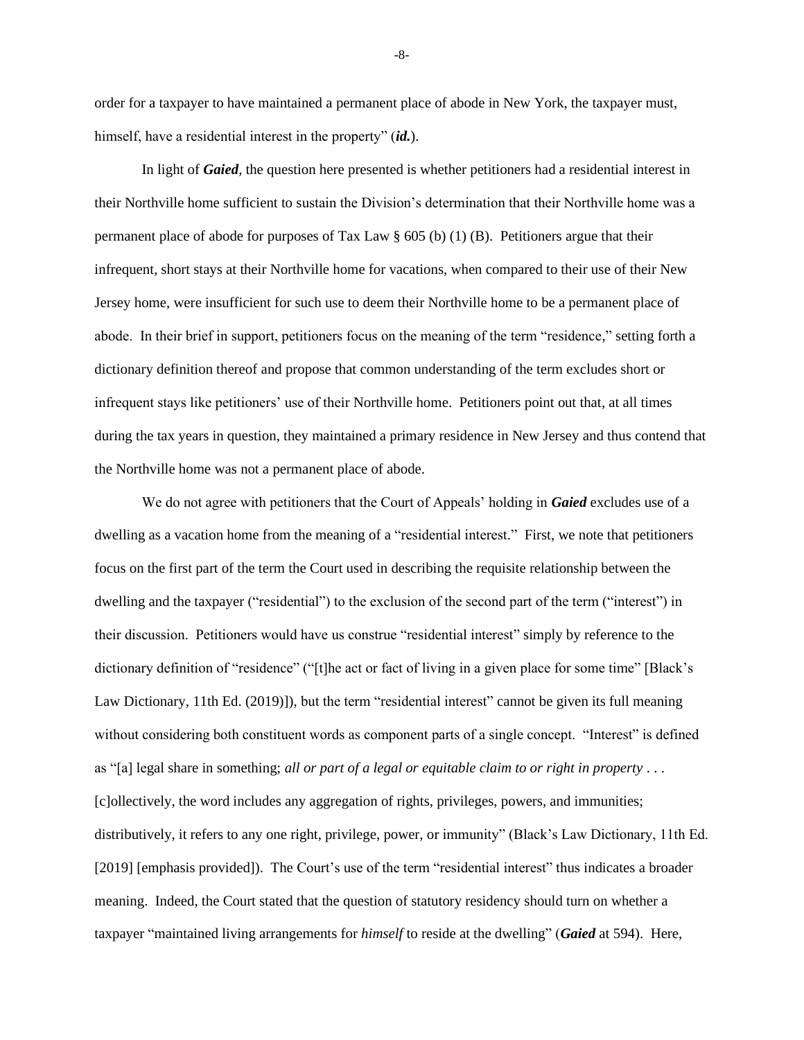order for a taxpayer to have maintained a permanent place of abode in New York, the taxpayer must, himself, have a residential interest in the property" (***id.***).

In light of ***Gaied***, the question here presented is whether petitioners had a residential interest in their Northville home sufficient to sustain the Division's determination that their Northville home was a permanent place of abode for purposes of Tax Law § 605 (b) (1) (B). Petitioners argue that their infrequent, short stays at their Northville home for vacations, when compared to their use of their New Jersey home, were insufficient for such use to deem their Northville home to be a permanent place of abode. In their brief in support, petitioners focus on the meaning of the term "residence," setting forth a dictionary definition thereof and propose that common understanding of the term excludes short or infrequent stays like petitioners' use of their Northville home. Petitioners point out that, at all times during the tax years in question, they maintained a primary residence in New Jersey and thus contend that the Northville home was not a permanent place of abode.

We do not agree with petitioners that the Court of Appeals' holding in ***Gaied*** excludes use of a dwelling as a vacation home from the meaning of a "residential interest." First, we note that petitioners focus on the first part of the term the Court used in describing the requisite relationship between the dwelling and the taxpayer ("residential") to the exclusion of the second part of the term ("interest") in their discussion. Petitioners would have us construe "residential interest" simply by reference to the dictionary definition of "residence" ("[t]he act or fact of living in a given place for some time" [Black's Law Dictionary, 11th Ed. (2019)]), but the term "residential interest" cannot be given its full meaning without considering both constituent words as component parts of a single concept. "Interest" is defined as "[a] legal share in something; *all or part of a legal or equitable claim to or right in property* . . . [c]ollectively, the word includes any aggregation of rights, privileges, powers, and immunities; distributively, it refers to any one right, privilege, power, or immunity" (Black's Law Dictionary, 11th Ed. [2019] [emphasis provided]). The Court's use of the term "residential interest" thus indicates a broader meaning. Indeed, the Court stated that the question of statutory residency should turn on whether a taxpayer "maintained living arrangements for *himself* to reside at the dwelling" (***Gaied*** at 594). Here,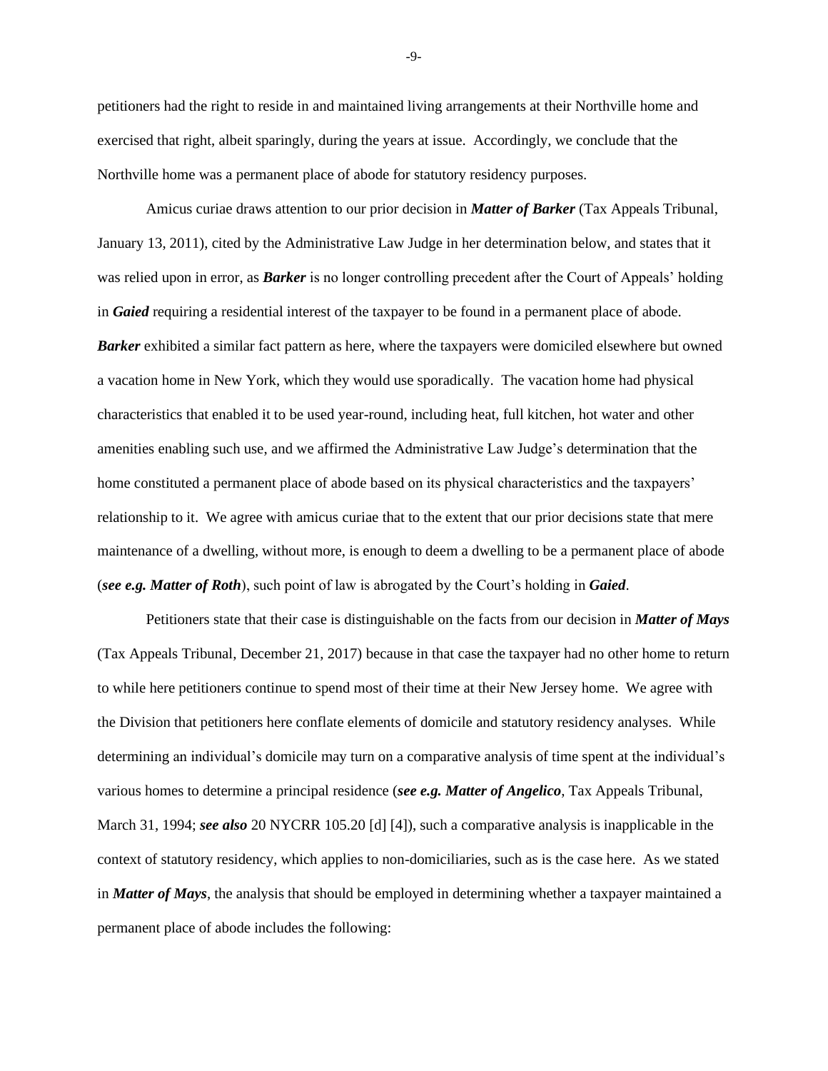petitioners had the right to reside in and maintained living arrangements at their Northville home and exercised that right, albeit sparingly, during the years at issue. Accordingly, we conclude that the Northville home was a permanent place of abode for statutory residency purposes.

Amicus curiae draws attention to our prior decision in ***Matter of Barker*** (Tax Appeals Tribunal, January 13, 2011), cited by the Administrative Law Judge in her determination below, and states that it was relied upon in error, as ***Barker*** is no longer controlling precedent after the Court of Appeals' holding in ***Gaied*** requiring a residential interest of the taxpayer to be found in a permanent place of abode. ***Barker*** exhibited a similar fact pattern as here, where the taxpayers were domiciled elsewhere but owned a vacation home in New York, which they would use sporadically. The vacation home had physical characteristics that enabled it to be used year-round, including heat, full kitchen, hot water and other amenities enabling such use, and we affirmed the Administrative Law Judge's determination that the home constituted a permanent place of abode based on its physical characteristics and the taxpayers' relationship to it. We agree with amicus curiae that to the extent that our prior decisions state that mere maintenance of a dwelling, without more, is enough to deem a dwelling to be a permanent place of abode (***see e.g. Matter of Roth***), such point of law is abrogated by the Court's holding in ***Gaied***.

Petitioners state that their case is distinguishable on the facts from our decision in ***Matter of Mays*** (Tax Appeals Tribunal, December 21, 2017) because in that case the taxpayer had no other home to return to while here petitioners continue to spend most of their time at their New Jersey home. We agree with the Division that petitioners here conflate elements of domicile and statutory residency analyses. While determining an individual's domicile may turn on a comparative analysis of time spent at the individual's various homes to determine a principal residence (***see e.g. Matter of Angelico***, Tax Appeals Tribunal, March 31, 1994; ***see also*** 20 NYCRR 105.20 [d] [4]), such a comparative analysis is inapplicable in the context of statutory residency, which applies to non-domiciliaries, such as is the case here. As we stated in ***Matter of Mays***, the analysis that should be employed in determining whether a taxpayer maintained a permanent place of abode includes the following: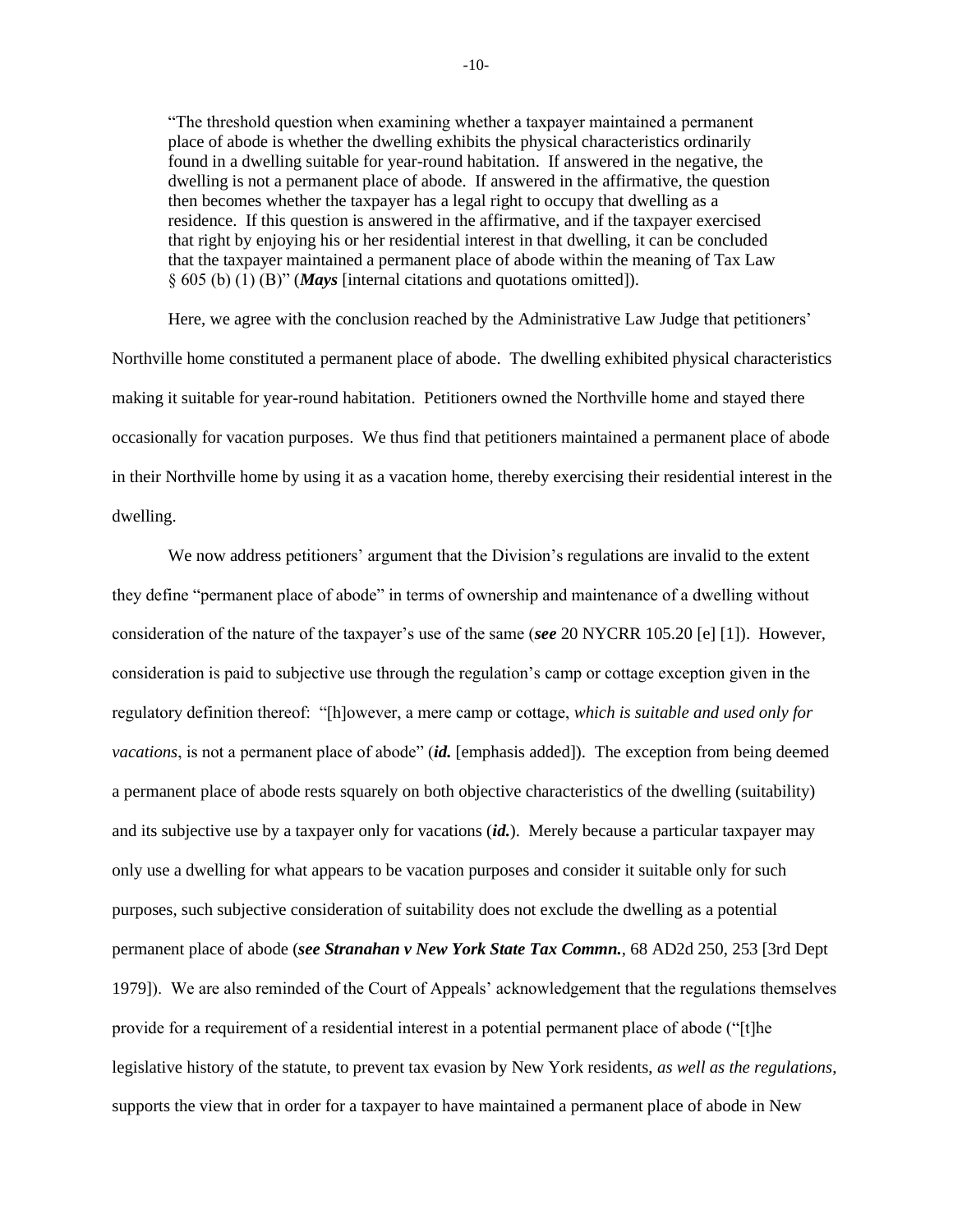"The threshold question when examining whether a taxpayer maintained a permanent place of abode is whether the dwelling exhibits the physical characteristics ordinarily found in a dwelling suitable for year-round habitation. If answered in the negative, the dwelling is not a permanent place of abode. If answered in the affirmative, the question then becomes whether the taxpayer has a legal right to occupy that dwelling as a residence. If this question is answered in the affirmative, and if the taxpayer exercised that right by enjoying his or her residential interest in that dwelling, it can be concluded that the taxpayer maintained a permanent place of abode within the meaning of Tax Law § 605 (b) (1) (B)" (***Mays*** [internal citations and quotations omitted]).

Here, we agree with the conclusion reached by the Administrative Law Judge that petitioners' Northville home constituted a permanent place of abode. The dwelling exhibited physical characteristics making it suitable for year-round habitation. Petitioners owned the Northville home and stayed there occasionally for vacation purposes. We thus find that petitioners maintained a permanent place of abode in their Northville home by using it as a vacation home, thereby exercising their residential interest in the dwelling.

We now address petitioners' argument that the Division's regulations are invalid to the extent they define "permanent place of abode" in terms of ownership and maintenance of a dwelling without consideration of the nature of the taxpayer's use of the same (***see*** 20 NYCRR 105.20 [e] [1]). However, consideration is paid to subjective use through the regulation's camp or cottage exception given in the regulatory definition thereof: "[h]owever, a mere camp or cottage, *which is suitable and used only for vacations*, is not a permanent place of abode" (***id.*** [emphasis added]). The exception from being deemed a permanent place of abode rests squarely on both objective characteristics of the dwelling (suitability) and its subjective use by a taxpayer only for vacations (***id.***). Merely because a particular taxpayer may only use a dwelling for what appears to be vacation purposes and consider it suitable only for such purposes, such subjective consideration of suitability does not exclude the dwelling as a potential permanent place of abode (***see Stranahan v New York State Tax Commn.***, 68 AD2d 250, 253 [3rd Dept 1979]). We are also reminded of the Court of Appeals' acknowledgement that the regulations themselves provide for a requirement of a residential interest in a potential permanent place of abode ("[t]he legislative history of the statute, to prevent tax evasion by New York residents, *as well as the regulations*, supports the view that in order for a taxpayer to have maintained a permanent place of abode in New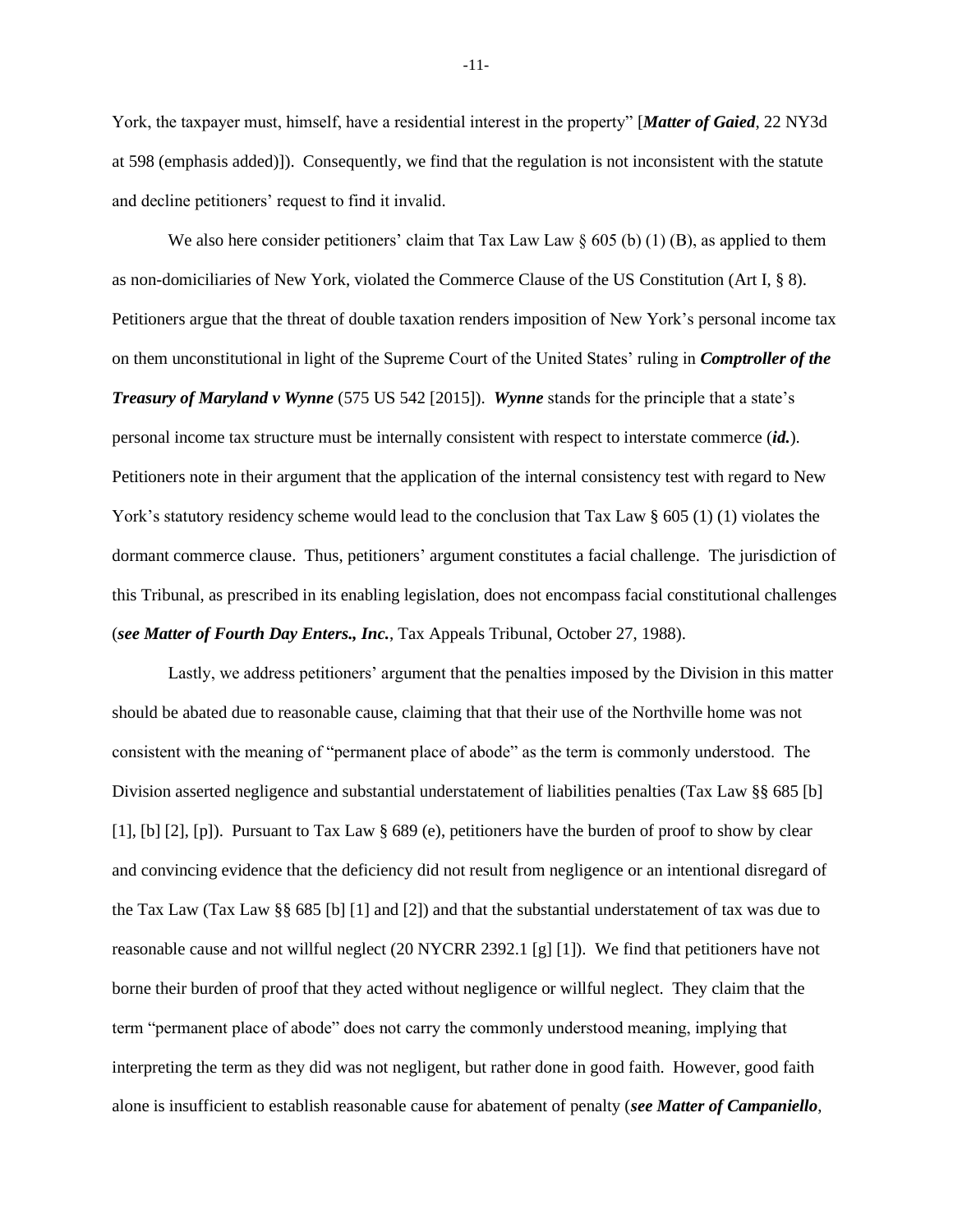York, the taxpayer must, himself, have a residential interest in the property" [***Matter of Gaied***, 22 NY3d at 598 (emphasis added)]). Consequently, we find that the regulation is not inconsistent with the statute and decline petitioners' request to find it invalid.

We also here consider petitioners' claim that Tax Law Law § 605 (b) (1) (B), as applied to them as non-domiciliaries of New York, violated the Commerce Clause of the US Constitution (Art I, § 8). Petitioners argue that the threat of double taxation renders imposition of New York's personal income tax on them unconstitutional in light of the Supreme Court of the United States' ruling in ***Comptroller of the Treasury of Maryland v Wynne*** (575 US 542 [2015]). ***Wynne*** stands for the principle that a state's personal income tax structure must be internally consistent with respect to interstate commerce (***id.***). Petitioners note in their argument that the application of the internal consistency test with regard to New York's statutory residency scheme would lead to the conclusion that Tax Law § 605 (1) (1) violates the dormant commerce clause. Thus, petitioners' argument constitutes a facial challenge. The jurisdiction of this Tribunal, as prescribed in its enabling legislation, does not encompass facial constitutional challenges (***see Matter of Fourth Day Enters., Inc.***, Tax Appeals Tribunal, October 27, 1988).

Lastly, we address petitioners' argument that the penalties imposed by the Division in this matter should be abated due to reasonable cause, claiming that that their use of the Northville home was not consistent with the meaning of "permanent place of abode" as the term is commonly understood. The Division asserted negligence and substantial understatement of liabilities penalties (Tax Law §§ 685 [b] [1], [b] [2], [p]). Pursuant to Tax Law § 689 (e), petitioners have the burden of proof to show by clear and convincing evidence that the deficiency did not result from negligence or an intentional disregard of the Tax Law (Tax Law §§ 685 [b] [1] and [2]) and that the substantial understatement of tax was due to reasonable cause and not willful neglect (20 NYCRR 2392.1 [g] [1]). We find that petitioners have not borne their burden of proof that they acted without negligence or willful neglect. They claim that the term "permanent place of abode" does not carry the commonly understood meaning, implying that interpreting the term as they did was not negligent, but rather done in good faith. However, good faith alone is insufficient to establish reasonable cause for abatement of penalty (***see Matter of Campaniello***,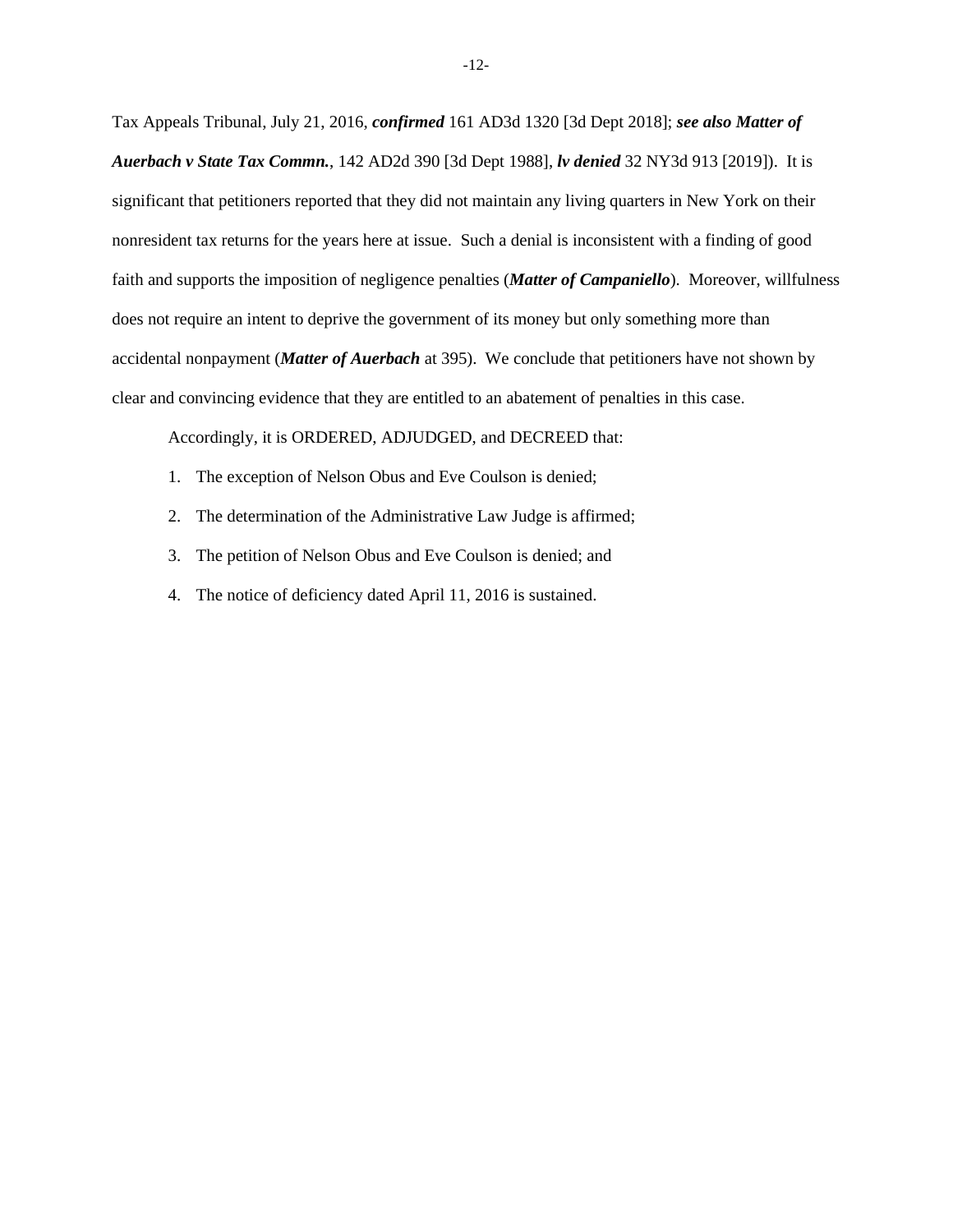Tax Appeals Tribunal, July 21, 2016, ***confirmed*** 161 AD3d 1320 [3d Dept 2018]; ***see also Matter of Auerbach v State Tax Commn.***, 142 AD2d 390 [3d Dept 1988], ***lv denied*** 32 NY3d 913 [2019]). It is significant that petitioners reported that they did not maintain any living quarters in New York on their nonresident tax returns for the years here at issue. Such a denial is inconsistent with a finding of good faith and supports the imposition of negligence penalties (***Matter of Campaniello***). Moreover, willfulness does not require an intent to deprive the government of its money but only something more than accidental nonpayment (***Matter of Auerbach*** at 395). We conclude that petitioners have not shown by clear and convincing evidence that they are entitled to an abatement of penalties in this case.

Accordingly, it is ORDERED, ADJUDGED, and DECREED that:

1. The exception of Nelson Obus and Eve Coulson is denied;
2. The determination of the Administrative Law Judge is affirmed;
3. The petition of Nelson Obus and Eve Coulson is denied; and
4. The notice of deficiency dated April 11, 2016 is sustained.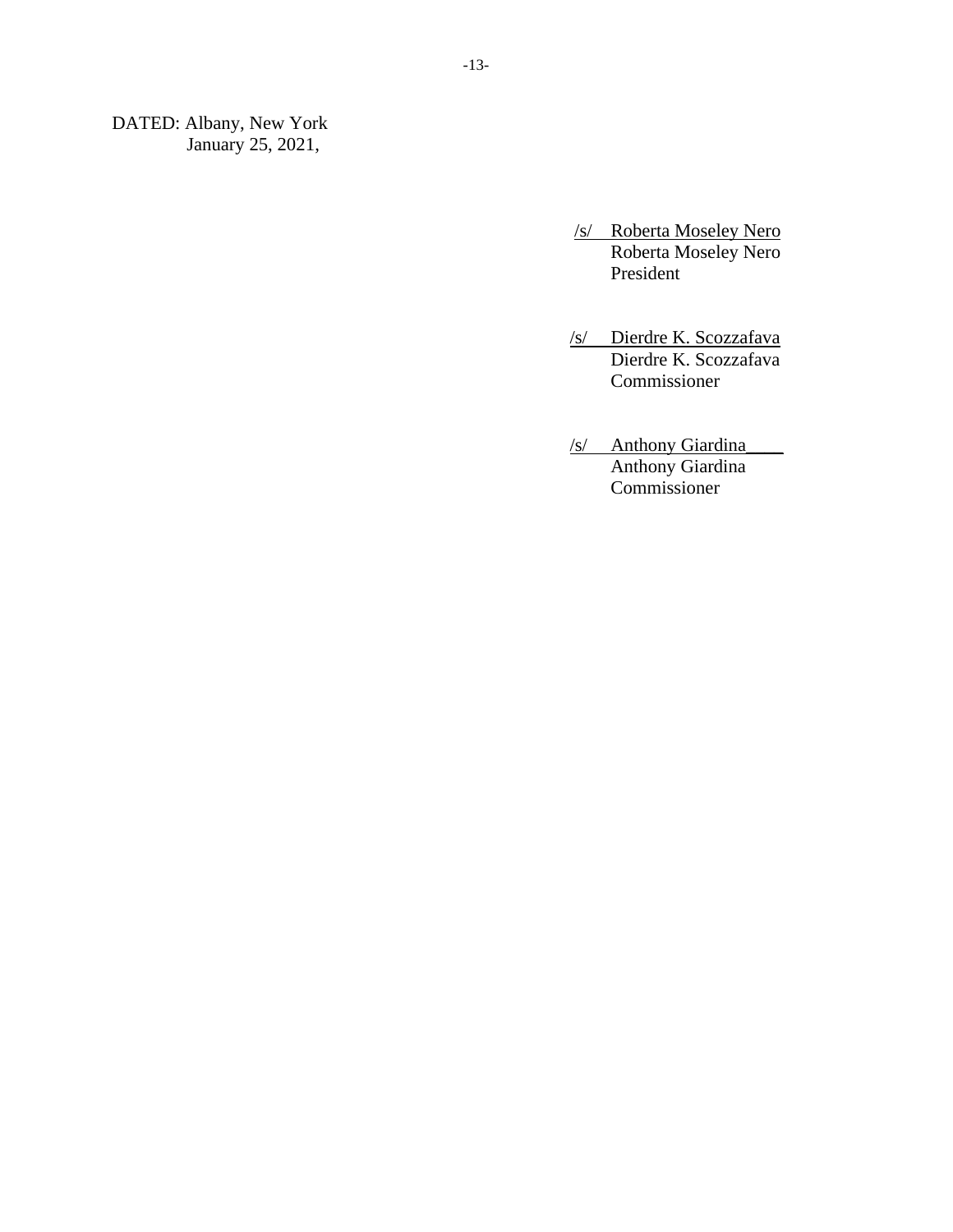DATED: Albany, New York
January 25, 2021,

/s/ Roberta Moseley Nero
Roberta Moseley Nero
President

/s/ Dierdre K. Scozzafava
Dierdre K. Scozzafava
Commissioner

/s/ Anthony Giardina
Anthony Giardina
Commissioner